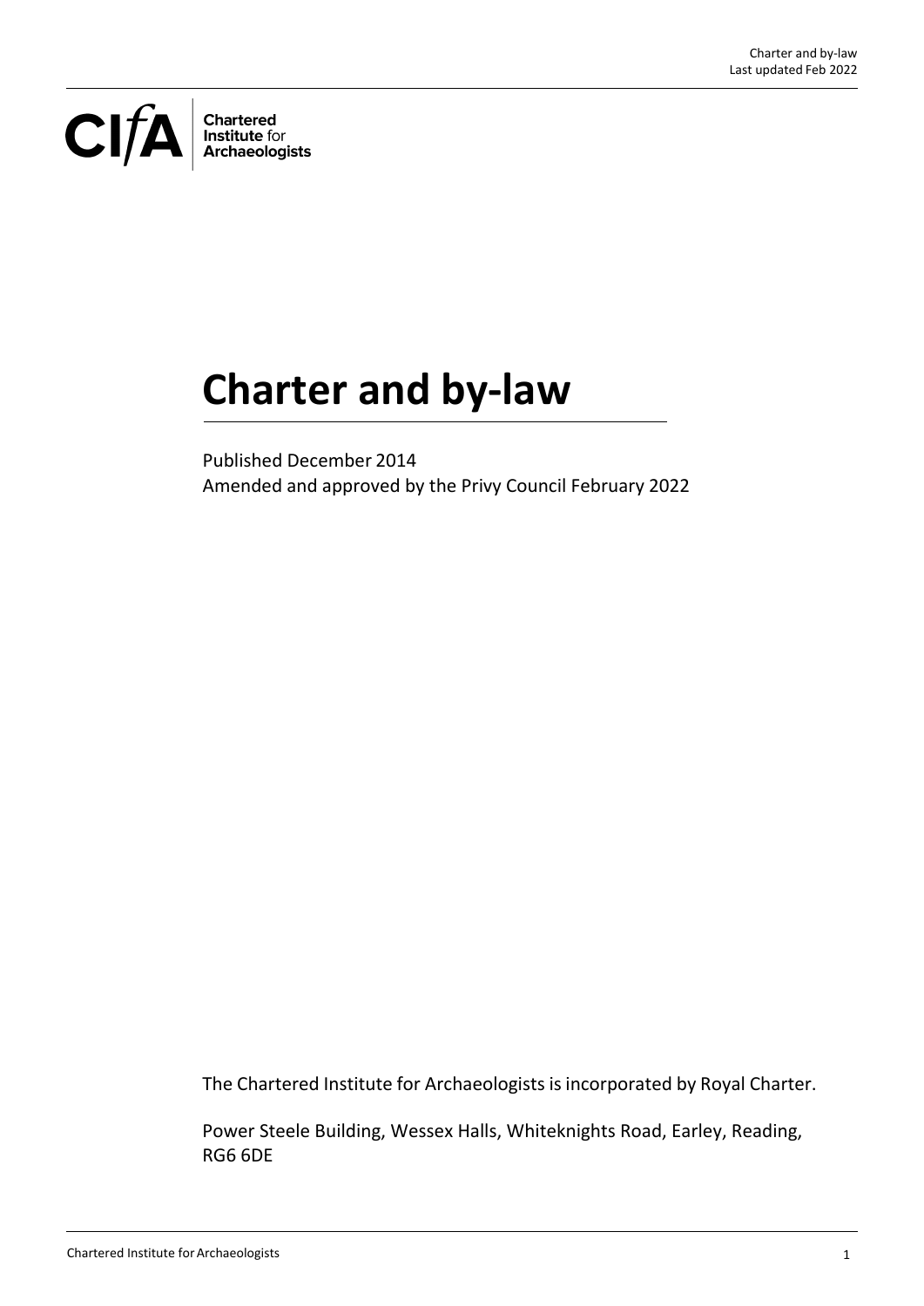Chartered Institute for Archaeologists

# Charter and by-law

Published December 2014
Amended and approved by the Privy Council February 2022

The Chartered Institute for Archaeologists is incorporated by Royal Charter.

Power Steele Building, Wessex Halls, Whiteknights Road, Earley, Reading, RG6 6DE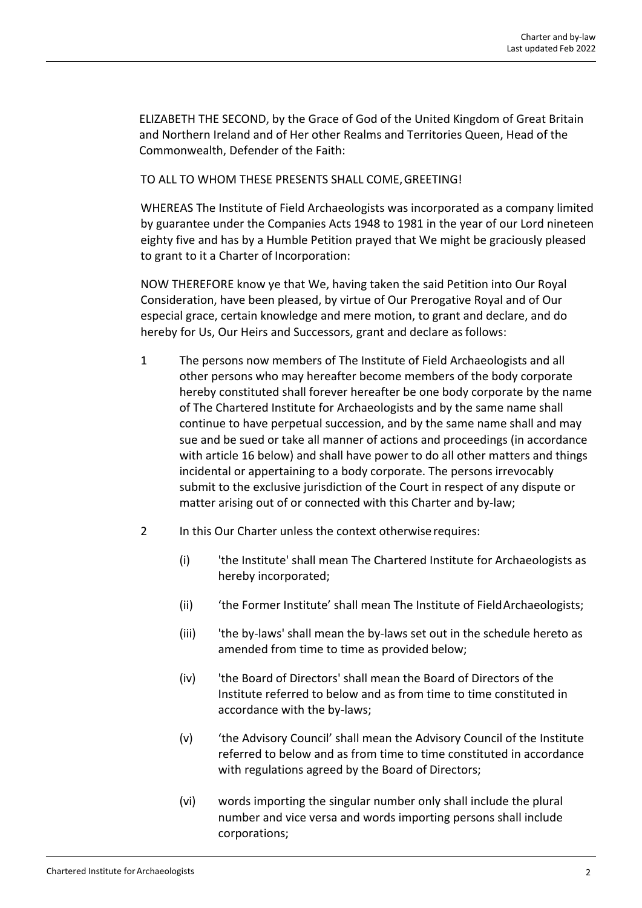ELIZABETH THE SECOND, by the Grace of God of the United Kingdom of Great Britain and Northern Ireland and of Her other Realms and Territories Queen, Head of the Commonwealth, Defender of the Faith:

TO ALL TO WHOM THESE PRESENTS SHALL COME, GREETING!

WHEREAS The Institute of Field Archaeologists was incorporated as a company limited by guarantee under the Companies Acts 1948 to 1981 in the year of our Lord nineteen eighty five and has by a Humble Petition prayed that We might be graciously pleased to grant to it a Charter of Incorporation:

NOW THEREFORE know ye that We, having taken the said Petition into Our Royal Consideration, have been pleased, by virtue of Our Prerogative Royal and of Our especial grace, certain knowledge and mere motion, to grant and declare, and do hereby for Us, Our Heirs and Successors, grant and declare as follows:

1 The persons now members of The Institute of Field Archaeologists and all other persons who may hereafter become members of the body corporate hereby constituted shall forever hereafter be one body corporate by the name of The Chartered Institute for Archaeologists and by the same name shall continue to have perpetual succession, and by the same name shall and may sue and be sued or take all manner of actions and proceedings (in accordance with article 16 below) and shall have power to do all other matters and things incidental or appertaining to a body corporate. The persons irrevocably submit to the exclusive jurisdiction of the Court in respect of any dispute or matter arising out of or connected with this Charter and by-law;

2 In this Our Charter unless the context otherwise requires:

   (i) 'the Institute' shall mean The Chartered Institute for Archaeologists as hereby incorporated;

   (ii) 'the Former Institute' shall mean The Institute of Field Archaeologists;

   (iii) 'the by-laws' shall mean the by-laws set out in the schedule hereto as amended from time to time as provided below;

   (iv) 'the Board of Directors' shall mean the Board of Directors of the Institute referred to below and as from time to time constituted in accordance with the by-laws;

   (v) 'the Advisory Council' shall mean the Advisory Council of the Institute referred to below and as from time to time constituted in accordance with regulations agreed by the Board of Directors;

   (vi) words importing the singular number only shall include the plural number and vice versa and words importing persons shall include corporations;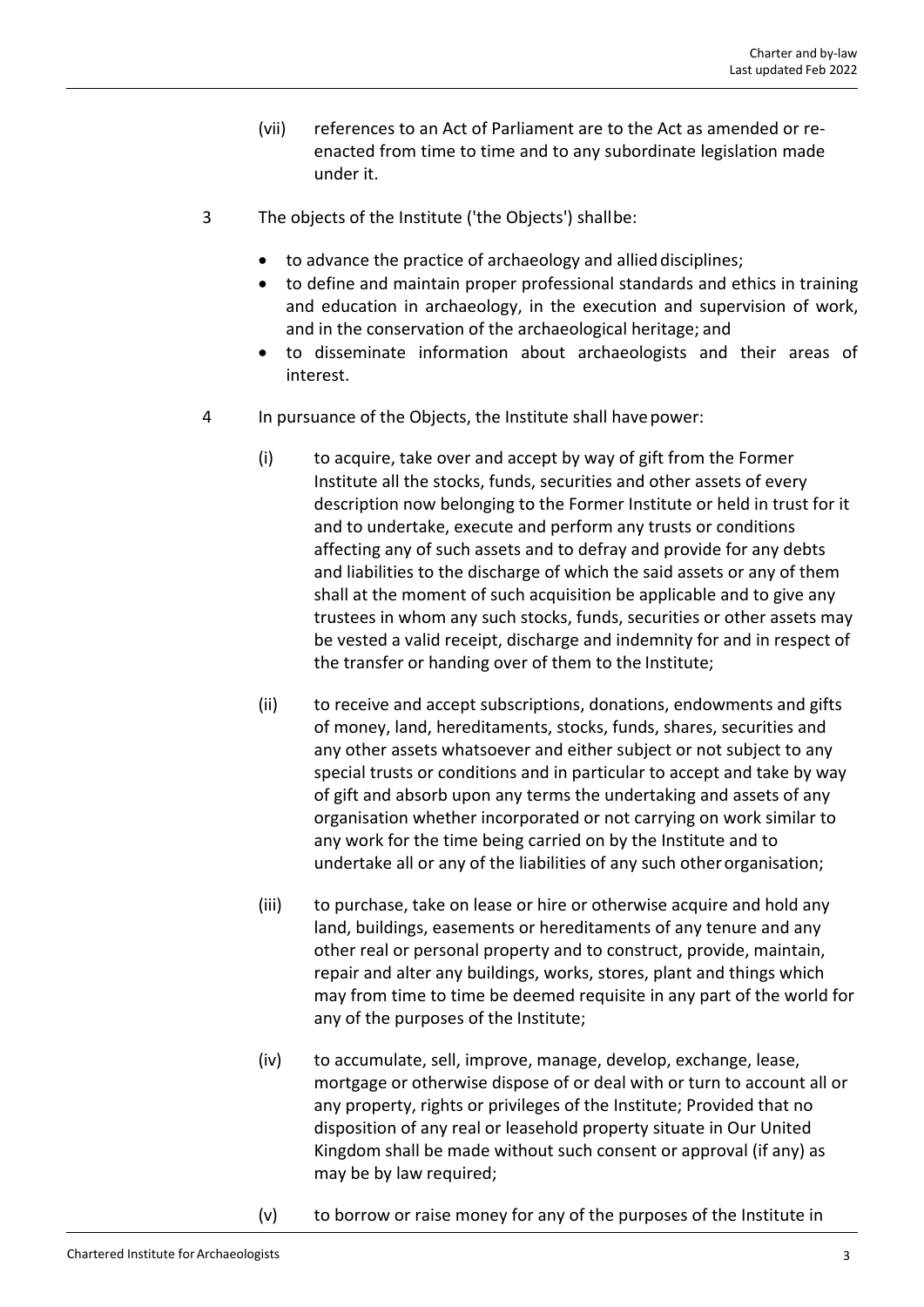(vii) references to an Act of Parliament are to the Act as amended or re-enacted from time to time and to any subordinate legislation made under it.

3 The objects of the Institute ('the Objects') shall be:

- to advance the practice of archaeology and allied disciplines;
- to define and maintain proper professional standards and ethics in training and education in archaeology, in the execution and supervision of work, and in the conservation of the archaeological heritage; and
- to disseminate information about archaeologists and their areas of interest.

4 In pursuance of the Objects, the Institute shall have power:

(i) to acquire, take over and accept by way of gift from the Former Institute all the stocks, funds, securities and other assets of every description now belonging to the Former Institute or held in trust for it and to undertake, execute and perform any trusts or conditions affecting any of such assets and to defray and provide for any debts and liabilities to the discharge of which the said assets or any of them shall at the moment of such acquisition be applicable and to give any trustees in whom any such stocks, funds, securities or other assets may be vested a valid receipt, discharge and indemnity for and in respect of the transfer or handing over of them to the Institute;

(ii) to receive and accept subscriptions, donations, endowments and gifts of money, land, hereditaments, stocks, funds, shares, securities and any other assets whatsoever and either subject or not subject to any special trusts or conditions and in particular to accept and take by way of gift and absorb upon any terms the undertaking and assets of any organisation whether incorporated or not carrying on work similar to any work for the time being carried on by the Institute and to undertake all or any of the liabilities of any such other organisation;

(iii) to purchase, take on lease or hire or otherwise acquire and hold any land, buildings, easements or hereditaments of any tenure and any other real or personal property and to construct, provide, maintain, repair and alter any buildings, works, stores, plant and things which may from time to time be deemed requisite in any part of the world for any of the purposes of the Institute;

(iv) to accumulate, sell, improve, manage, develop, exchange, lease, mortgage or otherwise dispose of or deal with or turn to account all or any property, rights or privileges of the Institute; Provided that no disposition of any real or leasehold property situate in Our United Kingdom shall be made without such consent or approval (if any) as may be by law required;

(v) to borrow or raise money for any of the purposes of the Institute in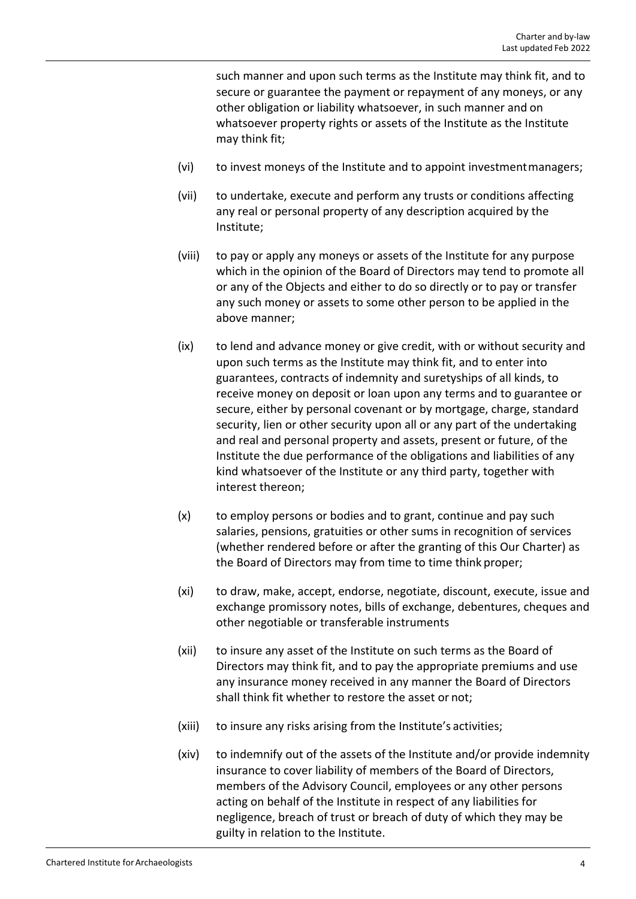such manner and upon such terms as the Institute may think fit, and to secure or guarantee the payment or repayment of any moneys, or any other obligation or liability whatsoever, in such manner and on whatsoever property rights or assets of the Institute as the Institute may think fit;

(vi) to invest moneys of the Institute and to appoint investment managers;

(vii) to undertake, execute and perform any trusts or conditions affecting any real or personal property of any description acquired by the Institute;

(viii) to pay or apply any moneys or assets of the Institute for any purpose which in the opinion of the Board of Directors may tend to promote all or any of the Objects and either to do so directly or to pay or transfer any such money or assets to some other person to be applied in the above manner;

(ix) to lend and advance money or give credit, with or without security and upon such terms as the Institute may think fit, and to enter into guarantees, contracts of indemnity and suretyships of all kinds, to receive money on deposit or loan upon any terms and to guarantee or secure, either by personal covenant or by mortgage, charge, standard security, lien or other security upon all or any part of the undertaking and real and personal property and assets, present or future, of the Institute the due performance of the obligations and liabilities of any kind whatsoever of the Institute or any third party, together with interest thereon;

(x) to employ persons or bodies and to grant, continue and pay such salaries, pensions, gratuities or other sums in recognition of services (whether rendered before or after the granting of this Our Charter) as the Board of Directors may from time to time think proper;

(xi) to draw, make, accept, endorse, negotiate, discount, execute, issue and exchange promissory notes, bills of exchange, debentures, cheques and other negotiable or transferable instruments

(xii) to insure any asset of the Institute on such terms as the Board of Directors may think fit, and to pay the appropriate premiums and use any insurance money received in any manner the Board of Directors shall think fit whether to restore the asset or not;

(xiii) to insure any risks arising from the Institute's activities;

(xiv) to indemnify out of the assets of the Institute and/or provide indemnity insurance to cover liability of members of the Board of Directors, members of the Advisory Council, employees or any other persons acting on behalf of the Institute in respect of any liabilities for negligence, breach of trust or breach of duty of which they may be guilty in relation to the Institute.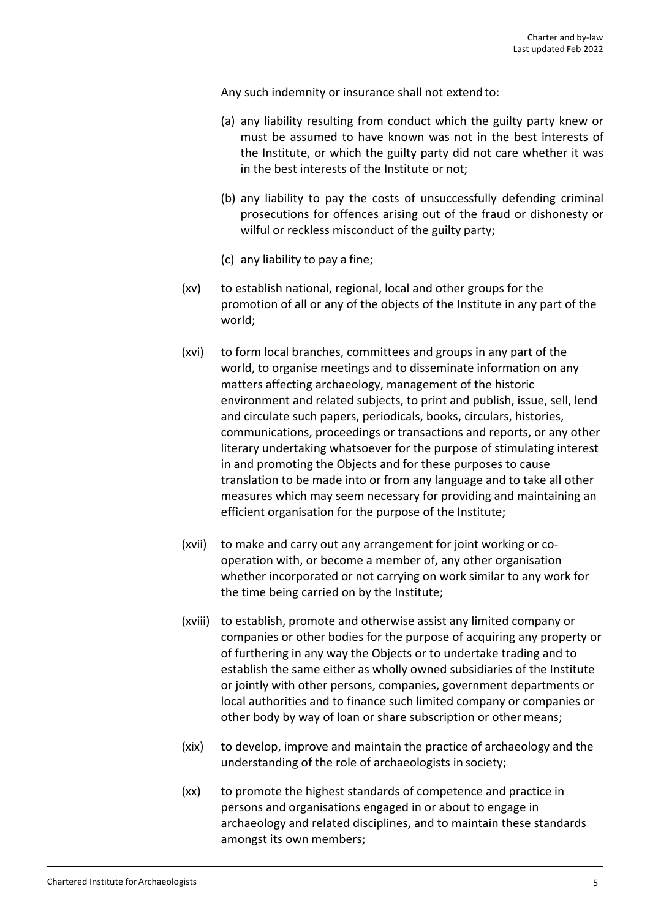Any such indemnity or insurance shall not extend to:

(a) any liability resulting from conduct which the guilty party knew or must be assumed to have known was not in the best interests of the Institute, or which the guilty party did not care whether it was in the best interests of the Institute or not;

(b) any liability to pay the costs of unsuccessfully defending criminal prosecutions for offences arising out of the fraud or dishonesty or wilful or reckless misconduct of the guilty party;

(c) any liability to pay a fine;

(xv) to establish national, regional, local and other groups for the promotion of all or any of the objects of the Institute in any part of the world;

(xvi) to form local branches, committees and groups in any part of the world, to organise meetings and to disseminate information on any matters affecting archaeology, management of the historic environment and related subjects, to print and publish, issue, sell, lend and circulate such papers, periodicals, books, circulars, histories, communications, proceedings or transactions and reports, or any other literary undertaking whatsoever for the purpose of stimulating interest in and promoting the Objects and for these purposes to cause translation to be made into or from any language and to take all other measures which may seem necessary for providing and maintaining an efficient organisation for the purpose of the Institute;

(xvii) to make and carry out any arrangement for joint working or co-operation with, or become a member of, any other organisation whether incorporated or not carrying on work similar to any work for the time being carried on by the Institute;

(xviii) to establish, promote and otherwise assist any limited company or companies or other bodies for the purpose of acquiring any property or of furthering in any way the Objects or to undertake trading and to establish the same either as wholly owned subsidiaries of the Institute or jointly with other persons, companies, government departments or local authorities and to finance such limited company or companies or other body by way of loan or share subscription or other means;

(xix) to develop, improve and maintain the practice of archaeology and the understanding of the role of archaeologists in society;

(xx) to promote the highest standards of competence and practice in persons and organisations engaged in or about to engage in archaeology and related disciplines, and to maintain these standards amongst its own members;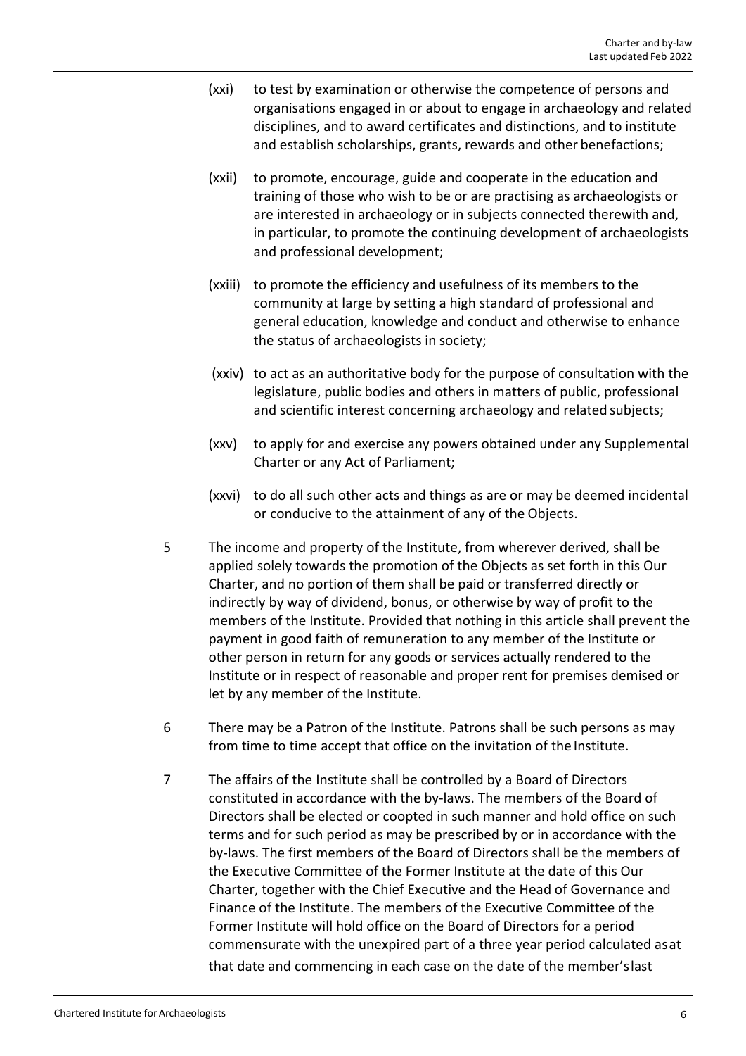(xxi) to test by examination or otherwise the competence of persons and organisations engaged in or about to engage in archaeology and related disciplines, and to award certificates and distinctions, and to institute and establish scholarships, grants, rewards and other benefactions;

(xxii) to promote, encourage, guide and cooperate in the education and training of those who wish to be or are practising as archaeologists or are interested in archaeology or in subjects connected therewith and, in particular, to promote the continuing development of archaeologists and professional development;

(xxiii) to promote the efficiency and usefulness of its members to the community at large by setting a high standard of professional and general education, knowledge and conduct and otherwise to enhance the status of archaeologists in society;

(xxiv) to act as an authoritative body for the purpose of consultation with the legislature, public bodies and others in matters of public, professional and scientific interest concerning archaeology and related subjects;

(xxv) to apply for and exercise any powers obtained under any Supplemental Charter or any Act of Parliament;

(xxvi) to do all such other acts and things as are or may be deemed incidental or conducive to the attainment of any of the Objects.

5 The income and property of the Institute, from wherever derived, shall be applied solely towards the promotion of the Objects as set forth in this Our Charter, and no portion of them shall be paid or transferred directly or indirectly by way of dividend, bonus, or otherwise by way of profit to the members of the Institute. Provided that nothing in this article shall prevent the payment in good faith of remuneration to any member of the Institute or other person in return for any goods or services actually rendered to the Institute or in respect of reasonable and proper rent for premises demised or let by any member of the Institute.

6 There may be a Patron of the Institute. Patrons shall be such persons as may from time to time accept that office on the invitation of the Institute.

7 The affairs of the Institute shall be controlled by a Board of Directors constituted in accordance with the by-laws. The members of the Board of Directors shall be elected or coopted in such manner and hold office on such terms and for such period as may be prescribed by or in accordance with the by-laws. The first members of the Board of Directors shall be the members of the Executive Committee of the Former Institute at the date of this Our Charter, together with the Chief Executive and the Head of Governance and Finance of the Institute. The members of the Executive Committee of the Former Institute will hold office on the Board of Directors for a period commensurate with the unexpired part of a three year period calculated as at that date and commencing in each case on the date of the member's last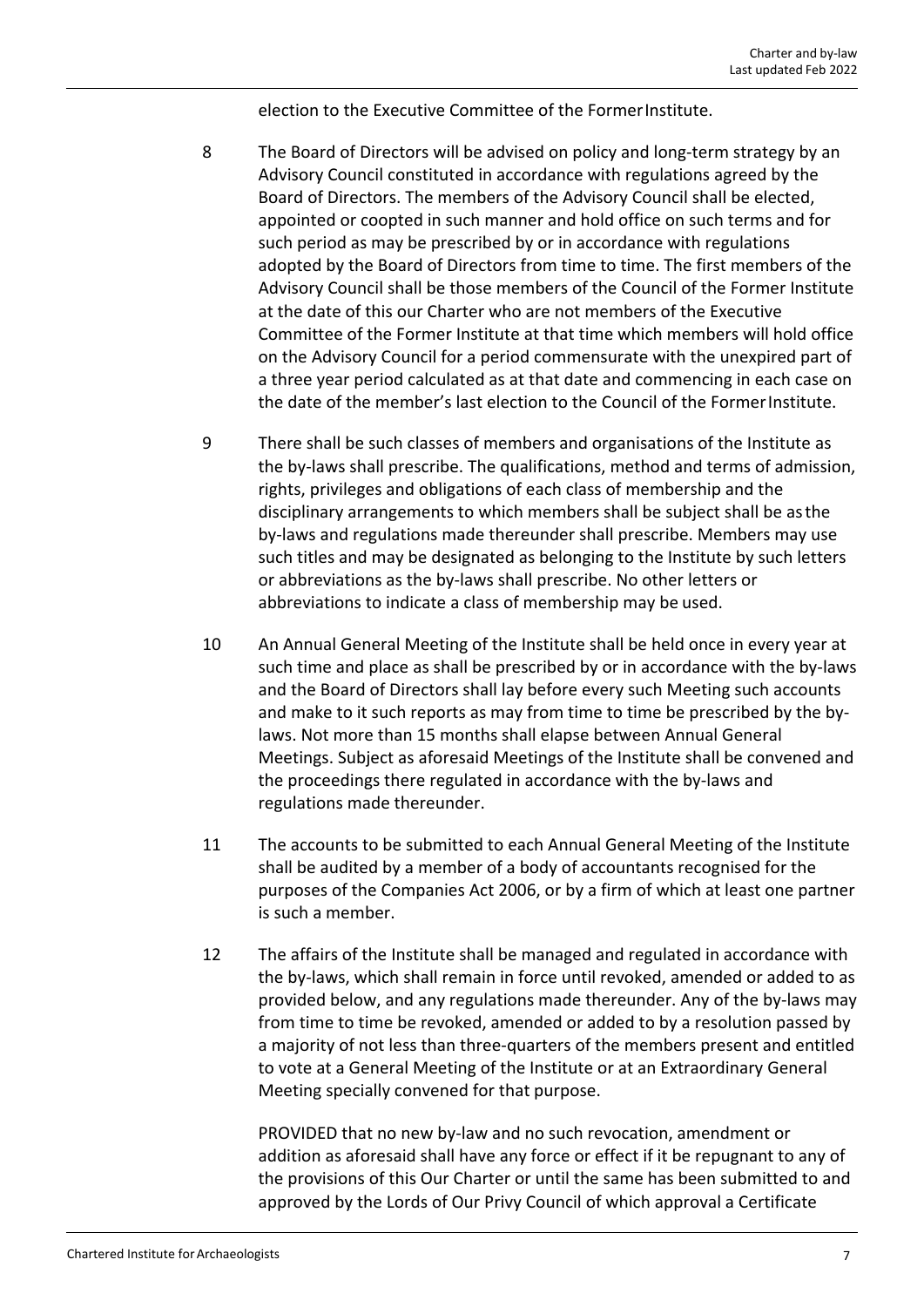election to the Executive Committee of the Former Institute.

8 The Board of Directors will be advised on policy and long-term strategy by an Advisory Council constituted in accordance with regulations agreed by the Board of Directors. The members of the Advisory Council shall be elected, appointed or coopted in such manner and hold office on such terms and for such period as may be prescribed by or in accordance with regulations adopted by the Board of Directors from time to time. The first members of the Advisory Council shall be those members of the Council of the Former Institute at the date of this our Charter who are not members of the Executive Committee of the Former Institute at that time which members will hold office on the Advisory Council for a period commensurate with the unexpired part of a three year period calculated as at that date and commencing in each case on the date of the member's last election to the Council of the Former Institute.

9 There shall be such classes of members and organisations of the Institute as the by-laws shall prescribe. The qualifications, method and terms of admission, rights, privileges and obligations of each class of membership and the disciplinary arrangements to which members shall be subject shall be as the by-laws and regulations made thereunder shall prescribe. Members may use such titles and may be designated as belonging to the Institute by such letters or abbreviations as the by-laws shall prescribe. No other letters or abbreviations to indicate a class of membership may be used.

10 An Annual General Meeting of the Institute shall be held once in every year at such time and place as shall be prescribed by or in accordance with the by-laws and the Board of Directors shall lay before every such Meeting such accounts and make to it such reports as may from time to time be prescribed by the by-laws. Not more than 15 months shall elapse between Annual General Meetings. Subject as aforesaid Meetings of the Institute shall be convened and the proceedings there regulated in accordance with the by-laws and regulations made thereunder.

11 The accounts to be submitted to each Annual General Meeting of the Institute shall be audited by a member of a body of accountants recognised for the purposes of the Companies Act 2006, or by a firm of which at least one partner is such a member.

12 The affairs of the Institute shall be managed and regulated in accordance with the by-laws, which shall remain in force until revoked, amended or added to as provided below, and any regulations made thereunder. Any of the by-laws may from time to time be revoked, amended or added to by a resolution passed by a majority of not less than three-quarters of the members present and entitled to vote at a General Meeting of the Institute or at an Extraordinary General Meeting specially convened for that purpose.

PROVIDED that no new by-law and no such revocation, amendment or addition as aforesaid shall have any force or effect if it be repugnant to any of the provisions of this Our Charter or until the same has been submitted to and approved by the Lords of Our Privy Council of which approval a Certificate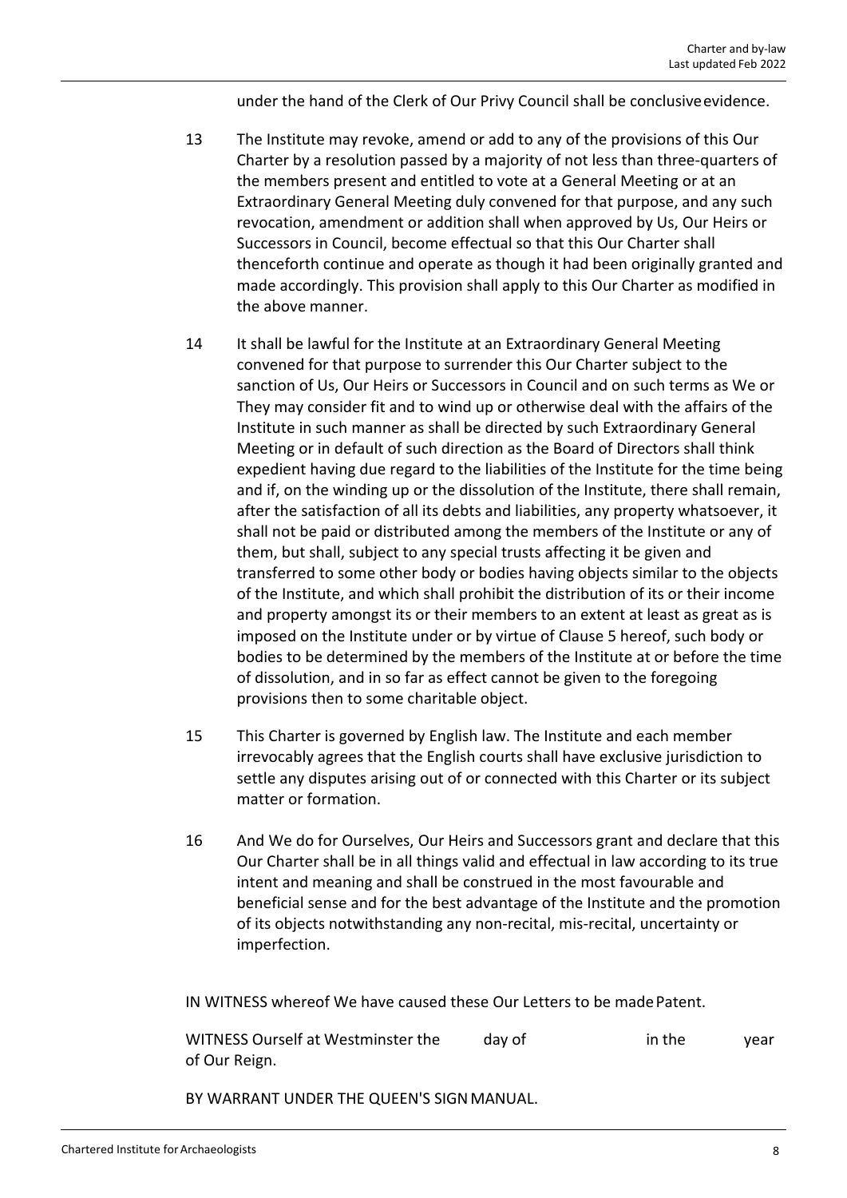under the hand of the Clerk of Our Privy Council shall be conclusive evidence.

13 The Institute may revoke, amend or add to any of the provisions of this Our Charter by a resolution passed by a majority of not less than three-quarters of the members present and entitled to vote at a General Meeting or at an Extraordinary General Meeting duly convened for that purpose, and any such revocation, amendment or addition shall when approved by Us, Our Heirs or Successors in Council, become effectual so that this Our Charter shall thenceforth continue and operate as though it had been originally granted and made accordingly. This provision shall apply to this Our Charter as modified in the above manner.

14 It shall be lawful for the Institute at an Extraordinary General Meeting convened for that purpose to surrender this Our Charter subject to the sanction of Us, Our Heirs or Successors in Council and on such terms as We or They may consider fit and to wind up or otherwise deal with the affairs of the Institute in such manner as shall be directed by such Extraordinary General Meeting or in default of such direction as the Board of Directors shall think expedient having due regard to the liabilities of the Institute for the time being and if, on the winding up or the dissolution of the Institute, there shall remain, after the satisfaction of all its debts and liabilities, any property whatsoever, it shall not be paid or distributed among the members of the Institute or any of them, but shall, subject to any special trusts affecting it be given and transferred to some other body or bodies having objects similar to the objects of the Institute, and which shall prohibit the distribution of its or their income and property amongst its or their members to an extent at least as great as is imposed on the Institute under or by virtue of Clause 5 hereof, such body or bodies to be determined by the members of the Institute at or before the time of dissolution, and in so far as effect cannot be given to the foregoing provisions then to some charitable object.

15 This Charter is governed by English law. The Institute and each member irrevocably agrees that the English courts shall have exclusive jurisdiction to settle any disputes arising out of or connected with this Charter or its subject matter or formation.

16 And We do for Ourselves, Our Heirs and Successors grant and declare that this Our Charter shall be in all things valid and effectual in law according to its true intent and meaning and shall be construed in the most favourable and beneficial sense and for the best advantage of the Institute and the promotion of its objects notwithstanding any non-recital, mis-recital, uncertainty or imperfection.

IN WITNESS whereof We have caused these Our Letters to be made Patent.

WITNESS Ourself at Westminster the day of in the year of Our Reign.

BY WARRANT UNDER THE QUEEN'S SIGN MANUAL.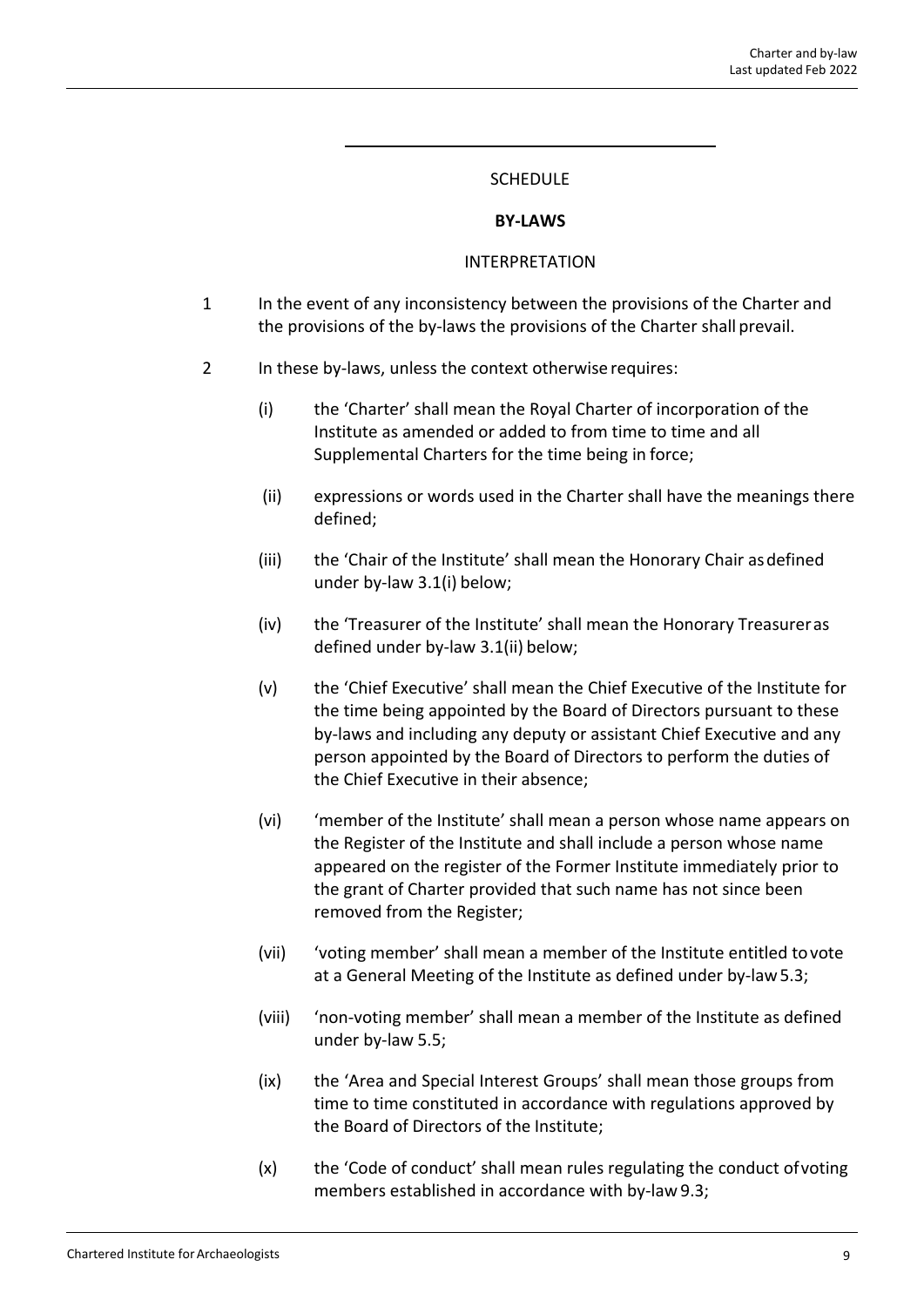SCHEDULE

**BY-LAWS**

INTERPRETATION

1 In the event of any inconsistency between the provisions of the Charter and the provisions of the by-laws the provisions of the Charter shall prevail.

2 In these by-laws, unless the context otherwise requires:

(i) the 'Charter' shall mean the Royal Charter of incorporation of the Institute as amended or added to from time to time and all Supplemental Charters for the time being in force;

(ii) expressions or words used in the Charter shall have the meanings there defined;

(iii) the 'Chair of the Institute' shall mean the Honorary Chair as defined under by-law 3.1(i) below;

(iv) the 'Treasurer of the Institute' shall mean the Honorary Treasurer as defined under by-law 3.1(ii) below;

(v) the 'Chief Executive' shall mean the Chief Executive of the Institute for the time being appointed by the Board of Directors pursuant to these by-laws and including any deputy or assistant Chief Executive and any person appointed by the Board of Directors to perform the duties of the Chief Executive in their absence;

(vi) 'member of the Institute' shall mean a person whose name appears on the Register of the Institute and shall include a person whose name appeared on the register of the Former Institute immediately prior to the grant of Charter provided that such name has not since been removed from the Register;

(vii) 'voting member' shall mean a member of the Institute entitled to vote at a General Meeting of the Institute as defined under by-law 5.3;

(viii) 'non-voting member' shall mean a member of the Institute as defined under by-law 5.5;

(ix) the 'Area and Special Interest Groups' shall mean those groups from time to time constituted in accordance with regulations approved by the Board of Directors of the Institute;

(x) the 'Code of conduct' shall mean rules regulating the conduct of voting members established in accordance with by-law 9.3;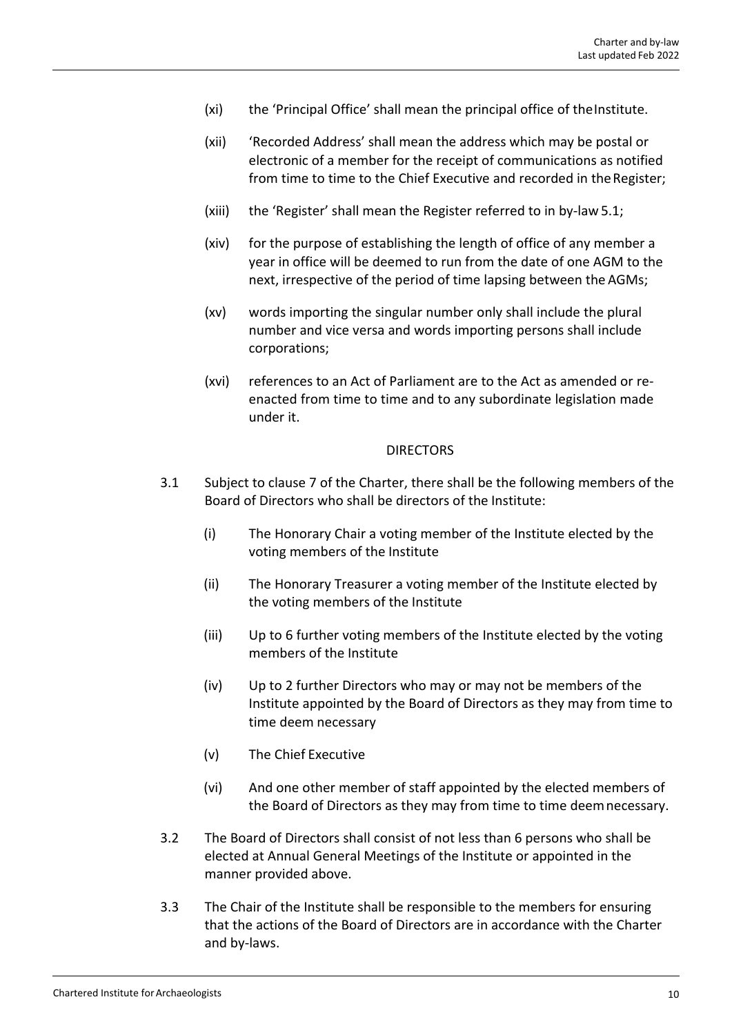(xi) the 'Principal Office' shall mean the principal office of the Institute.

(xii) 'Recorded Address' shall mean the address which may be postal or electronic of a member for the receipt of communications as notified from time to time to the Chief Executive and recorded in the Register;

(xiii) the 'Register' shall mean the Register referred to in by-law 5.1;

(xiv) for the purpose of establishing the length of office of any member a year in office will be deemed to run from the date of one AGM to the next, irrespective of the period of time lapsing between the AGMs;

(xv) words importing the singular number only shall include the plural number and vice versa and words importing persons shall include corporations;

(xvi) references to an Act of Parliament are to the Act as amended or re-enacted from time to time and to any subordinate legislation made under it.

## DIRECTORS

3.1 Subject to clause 7 of the Charter, there shall be the following members of the Board of Directors who shall be directors of the Institute:

(i) The Honorary Chair a voting member of the Institute elected by the voting members of the Institute

(ii) The Honorary Treasurer a voting member of the Institute elected by the voting members of the Institute

(iii) Up to 6 further voting members of the Institute elected by the voting members of the Institute

(iv) Up to 2 further Directors who may or may not be members of the Institute appointed by the Board of Directors as they may from time to time deem necessary

(v) The Chief Executive

(vi) And one other member of staff appointed by the elected members of the Board of Directors as they may from time to time deem necessary.

3.2 The Board of Directors shall consist of not less than 6 persons who shall be elected at Annual General Meetings of the Institute or appointed in the manner provided above.

3.3 The Chair of the Institute shall be responsible to the members for ensuring that the actions of the Board of Directors are in accordance with the Charter and by-laws.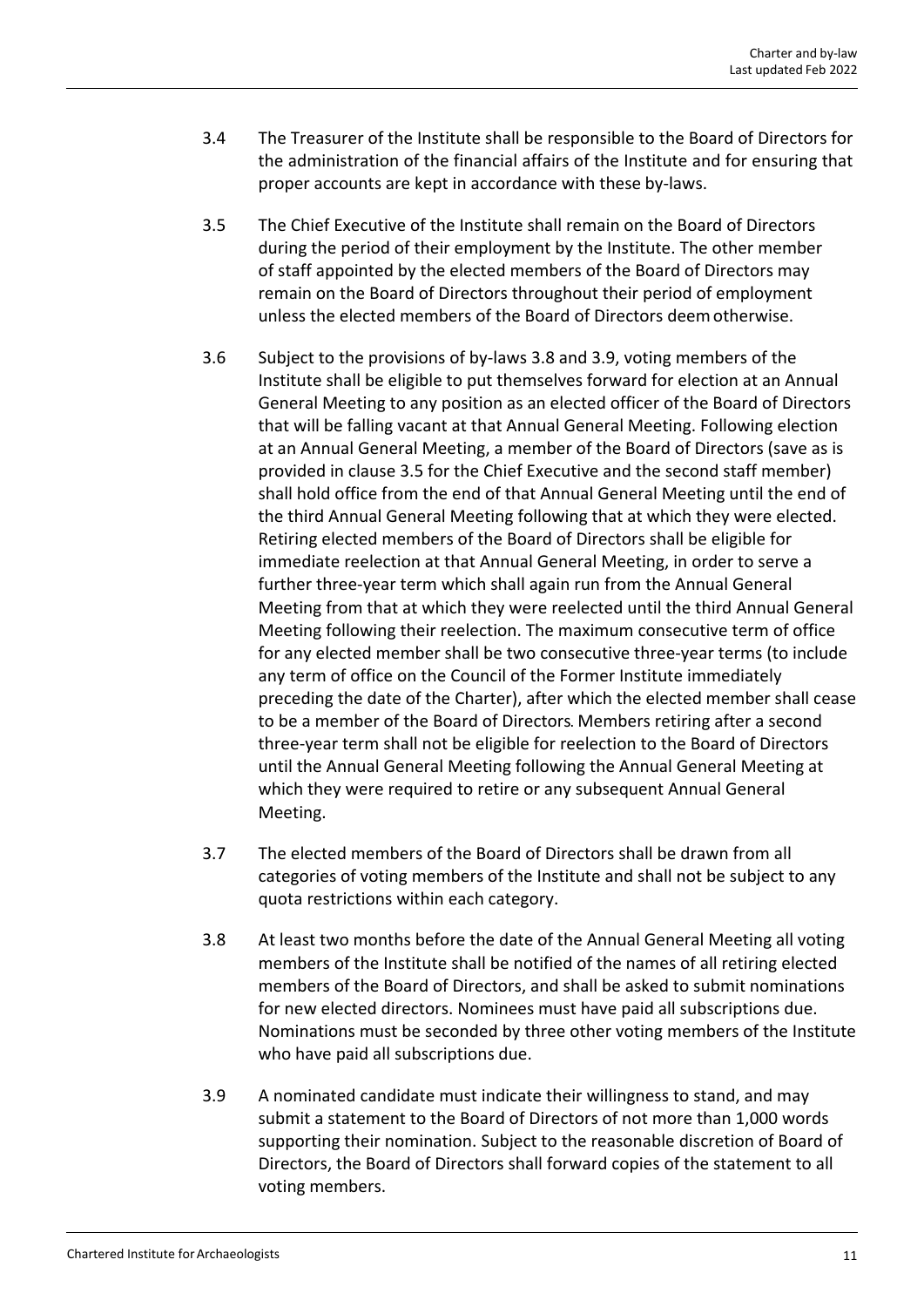3.4 The Treasurer of the Institute shall be responsible to the Board of Directors for the administration of the financial affairs of the Institute and for ensuring that proper accounts are kept in accordance with these by-laws.

3.5 The Chief Executive of the Institute shall remain on the Board of Directors during the period of their employment by the Institute. The other member of staff appointed by the elected members of the Board of Directors may remain on the Board of Directors throughout their period of employment unless the elected members of the Board of Directors deem otherwise.

3.6 Subject to the provisions of by-laws 3.8 and 3.9, voting members of the Institute shall be eligible to put themselves forward for election at an Annual General Meeting to any position as an elected officer of the Board of Directors that will be falling vacant at that Annual General Meeting. Following election at an Annual General Meeting, a member of the Board of Directors (save as is provided in clause 3.5 for the Chief Executive and the second staff member) shall hold office from the end of that Annual General Meeting until the end of the third Annual General Meeting following that at which they were elected. Retiring elected members of the Board of Directors shall be eligible for immediate reelection at that Annual General Meeting, in order to serve a further three-year term which shall again run from the Annual General Meeting from that at which they were reelected until the third Annual General Meeting following their reelection. The maximum consecutive term of office for any elected member shall be two consecutive three-year terms (to include any term of office on the Council of the Former Institute immediately preceding the date of the Charter), after which the elected member shall cease to be a member of the Board of Directors. Members retiring after a second three-year term shall not be eligible for reelection to the Board of Directors until the Annual General Meeting following the Annual General Meeting at which they were required to retire or any subsequent Annual General Meeting.

3.7 The elected members of the Board of Directors shall be drawn from all categories of voting members of the Institute and shall not be subject to any quota restrictions within each category.

3.8 At least two months before the date of the Annual General Meeting all voting members of the Institute shall be notified of the names of all retiring elected members of the Board of Directors, and shall be asked to submit nominations for new elected directors. Nominees must have paid all subscriptions due. Nominations must be seconded by three other voting members of the Institute who have paid all subscriptions due.

3.9 A nominated candidate must indicate their willingness to stand, and may submit a statement to the Board of Directors of not more than 1,000 words supporting their nomination. Subject to the reasonable discretion of Board of Directors, the Board of Directors shall forward copies of the statement to all voting members.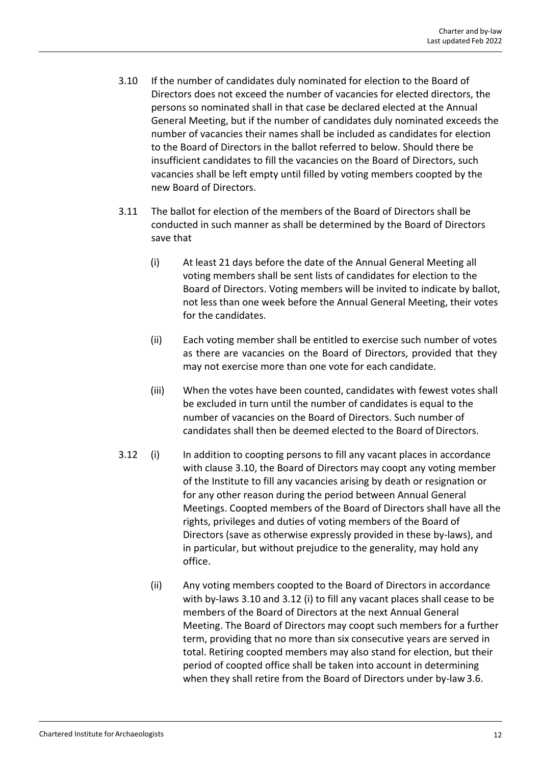3.10 If the number of candidates duly nominated for election to the Board of Directors does not exceed the number of vacancies for elected directors, the persons so nominated shall in that case be declared elected at the Annual General Meeting, but if the number of candidates duly nominated exceeds the number of vacancies their names shall be included as candidates for election to the Board of Directors in the ballot referred to below. Should there be insufficient candidates to fill the vacancies on the Board of Directors, such vacancies shall be left empty until filled by voting members coopted by the new Board of Directors.

3.11 The ballot for election of the members of the Board of Directors shall be conducted in such manner as shall be determined by the Board of Directors save that

(i) At least 21 days before the date of the Annual General Meeting all voting members shall be sent lists of candidates for election to the Board of Directors. Voting members will be invited to indicate by ballot, not less than one week before the Annual General Meeting, their votes for the candidates.

(ii) Each voting member shall be entitled to exercise such number of votes as there are vacancies on the Board of Directors, provided that they may not exercise more than one vote for each candidate.

(iii) When the votes have been counted, candidates with fewest votes shall be excluded in turn until the number of candidates is equal to the number of vacancies on the Board of Directors. Such number of candidates shall then be deemed elected to the Board of Directors.

3.12 (i) In addition to coopting persons to fill any vacant places in accordance with clause 3.10, the Board of Directors may coopt any voting member of the Institute to fill any vacancies arising by death or resignation or for any other reason during the period between Annual General Meetings. Coopted members of the Board of Directors shall have all the rights, privileges and duties of voting members of the Board of Directors (save as otherwise expressly provided in these by-laws), and in particular, but without prejudice to the generality, may hold any office.

(ii) Any voting members coopted to the Board of Directors in accordance with by-laws 3.10 and 3.12 (i) to fill any vacant places shall cease to be members of the Board of Directors at the next Annual General Meeting. The Board of Directors may coopt such members for a further term, providing that no more than six consecutive years are served in total. Retiring coopted members may also stand for election, but their period of coopted office shall be taken into account in determining when they shall retire from the Board of Directors under by-law 3.6.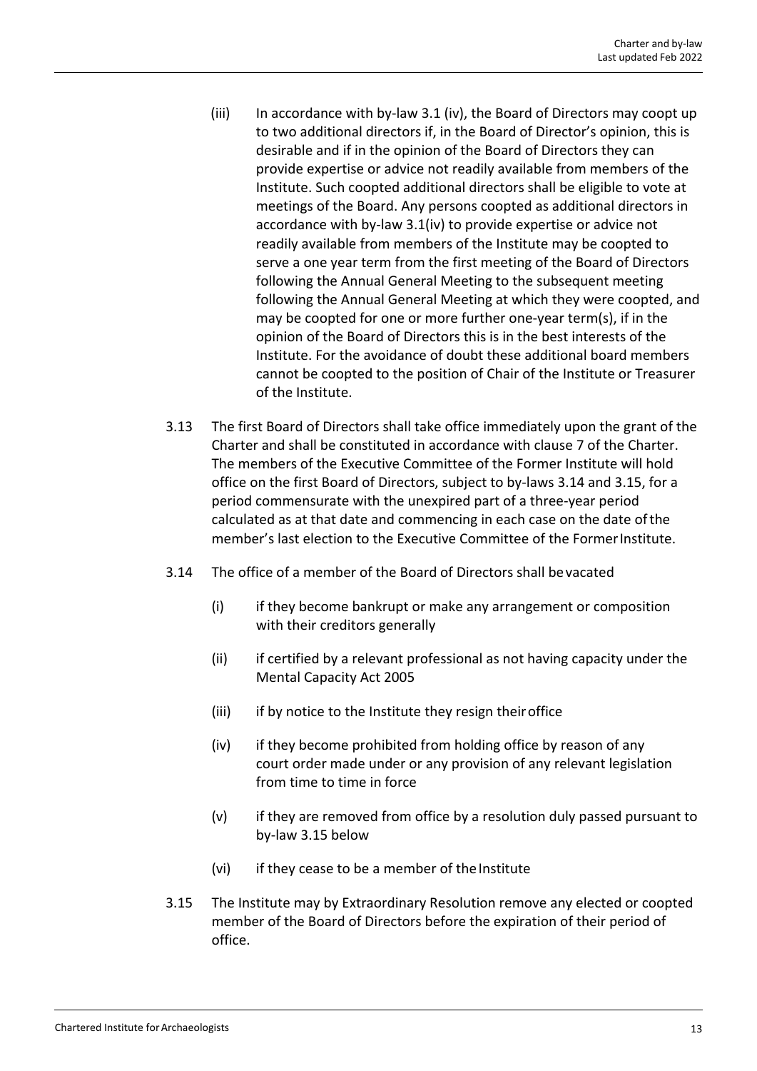(iii) In accordance with by-law 3.1 (iv), the Board of Directors may coopt up to two additional directors if, in the Board of Director's opinion, this is desirable and if in the opinion of the Board of Directors they can provide expertise or advice not readily available from members of the Institute. Such coopted additional directors shall be eligible to vote at meetings of the Board. Any persons coopted as additional directors in accordance with by-law 3.1(iv) to provide expertise or advice not readily available from members of the Institute may be coopted to serve a one year term from the first meeting of the Board of Directors following the Annual General Meeting to the subsequent meeting following the Annual General Meeting at which they were coopted, and may be coopted for one or more further one-year term(s), if in the opinion of the Board of Directors this is in the best interests of the Institute. For the avoidance of doubt these additional board members cannot be coopted to the position of Chair of the Institute or Treasurer of the Institute.

3.13 The first Board of Directors shall take office immediately upon the grant of the Charter and shall be constituted in accordance with clause 7 of the Charter. The members of the Executive Committee of the Former Institute will hold office on the first Board of Directors, subject to by-laws 3.14 and 3.15, for a period commensurate with the unexpired part of a three-year period calculated as at that date and commencing in each case on the date of the member's last election to the Executive Committee of the Former Institute.

3.14 The office of a member of the Board of Directors shall be vacated

- (i) if they become bankrupt or make any arrangement or composition with their creditors generally
- (ii) if certified by a relevant professional as not having capacity under the Mental Capacity Act 2005
- (iii) if by notice to the Institute they resign their office
- (iv) if they become prohibited from holding office by reason of any court order made under or any provision of any relevant legislation from time to time in force
- (v) if they are removed from office by a resolution duly passed pursuant to by-law 3.15 below
- (vi) if they cease to be a member of the Institute

3.15 The Institute may by Extraordinary Resolution remove any elected or coopted member of the Board of Directors before the expiration of their period of office.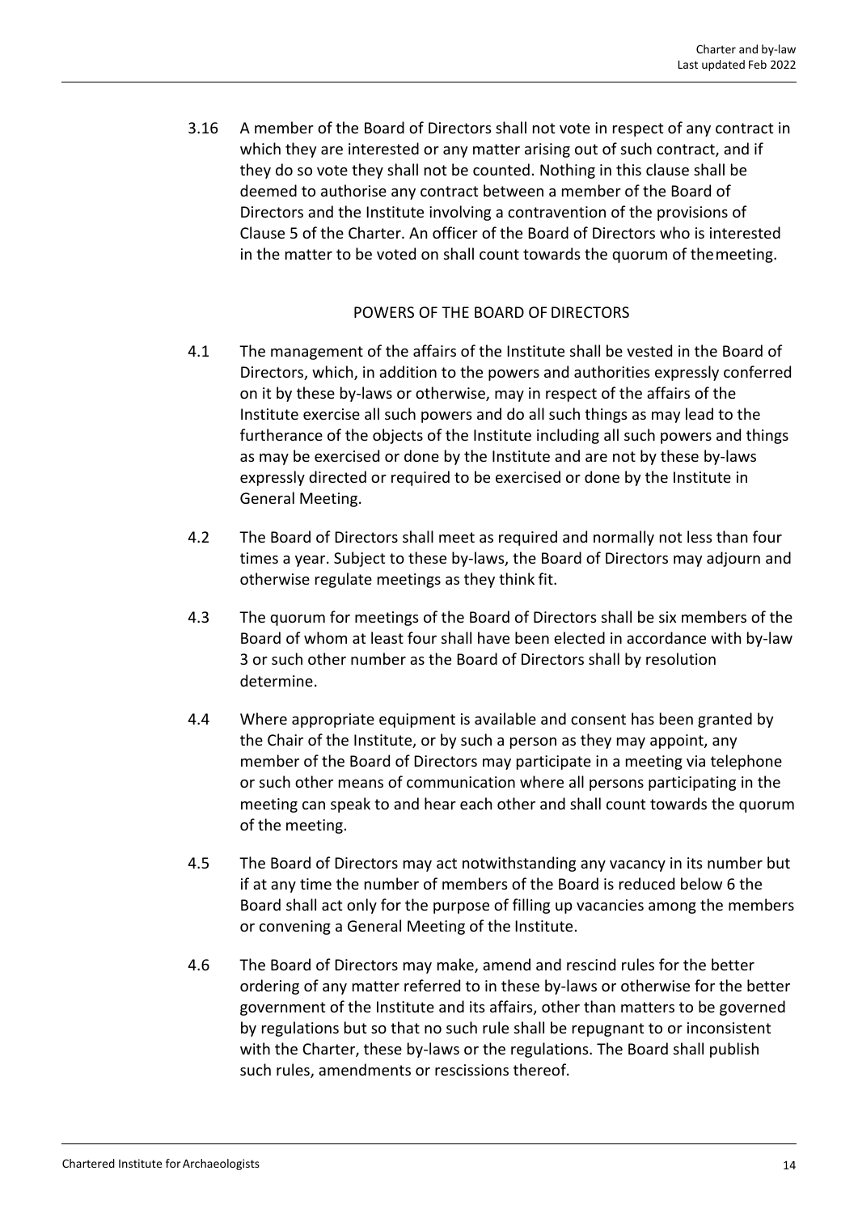3.16 A member of the Board of Directors shall not vote in respect of any contract in which they are interested or any matter arising out of such contract, and if they do so vote they shall not be counted. Nothing in this clause shall be deemed to authorise any contract between a member of the Board of Directors and the Institute involving a contravention of the provisions of Clause 5 of the Charter. An officer of the Board of Directors who is interested in the matter to be voted on shall count towards the quorum of the meeting.

## POWERS OF THE BOARD OF DIRECTORS

4.1 The management of the affairs of the Institute shall be vested in the Board of Directors, which, in addition to the powers and authorities expressly conferred on it by these by-laws or otherwise, may in respect of the affairs of the Institute exercise all such powers and do all such things as may lead to the furtherance of the objects of the Institute including all such powers and things as may be exercised or done by the Institute and are not by these by-laws expressly directed or required to be exercised or done by the Institute in General Meeting.

4.2 The Board of Directors shall meet as required and normally not less than four times a year. Subject to these by-laws, the Board of Directors may adjourn and otherwise regulate meetings as they think fit.

4.3 The quorum for meetings of the Board of Directors shall be six members of the Board of whom at least four shall have been elected in accordance with by-law 3 or such other number as the Board of Directors shall by resolution determine.

4.4 Where appropriate equipment is available and consent has been granted by the Chair of the Institute, or by such a person as they may appoint, any member of the Board of Directors may participate in a meeting via telephone or such other means of communication where all persons participating in the meeting can speak to and hear each other and shall count towards the quorum of the meeting.

4.5 The Board of Directors may act notwithstanding any vacancy in its number but if at any time the number of members of the Board is reduced below 6 the Board shall act only for the purpose of filling up vacancies among the members or convening a General Meeting of the Institute.

4.6 The Board of Directors may make, amend and rescind rules for the better ordering of any matter referred to in these by-laws or otherwise for the better government of the Institute and its affairs, other than matters to be governed by regulations but so that no such rule shall be repugnant to or inconsistent with the Charter, these by-laws or the regulations. The Board shall publish such rules, amendments or rescissions thereof.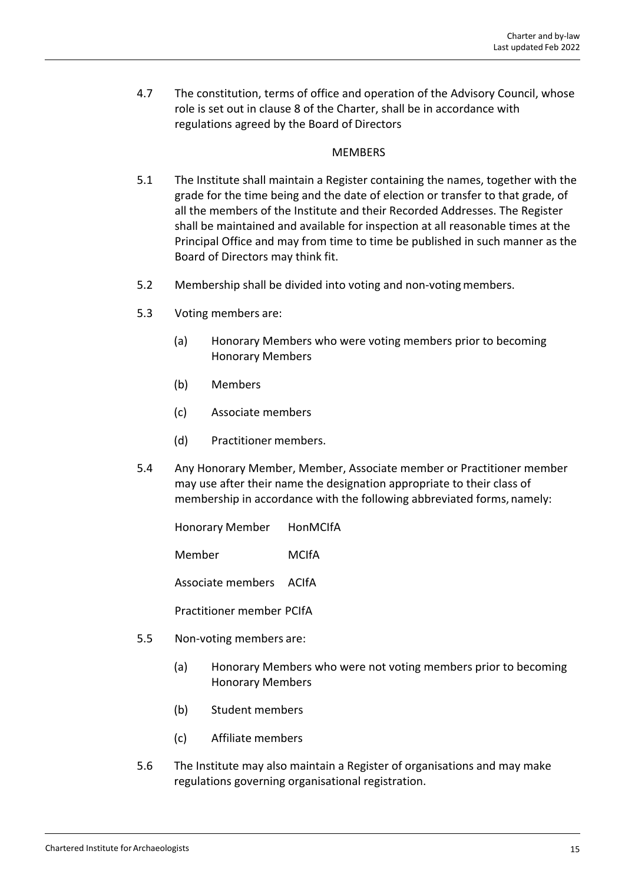4.7 The constitution, terms of office and operation of the Advisory Council, whose role is set out in clause 8 of the Charter, shall be in accordance with regulations agreed by the Board of Directors

## MEMBERS

5.1 The Institute shall maintain a Register containing the names, together with the grade for the time being and the date of election or transfer to that grade, of all the members of the Institute and their Recorded Addresses. The Register shall be maintained and available for inspection at all reasonable times at the Principal Office and may from time to time be published in such manner as the Board of Directors may think fit.

5.2 Membership shall be divided into voting and non-voting members.

5.3 Voting members are:

- (a) Honorary Members who were voting members prior to becoming Honorary Members
- (b) Members
- (c) Associate members
- (d) Practitioner members.

5.4 Any Honorary Member, Member, Associate member or Practitioner member may use after their name the designation appropriate to their class of membership in accordance with the following abbreviated forms, namely:

| | |
|---|---|
| Honorary Member | HonMCIfA |
| Member | MCIfA |
| Associate members | ACIfA |
| Practitioner member | PCIfA |

5.5 Non-voting members are:

- (a) Honorary Members who were not voting members prior to becoming Honorary Members
- (b) Student members
- (c) Affiliate members

5.6 The Institute may also maintain a Register of organisations and may make regulations governing organisational registration.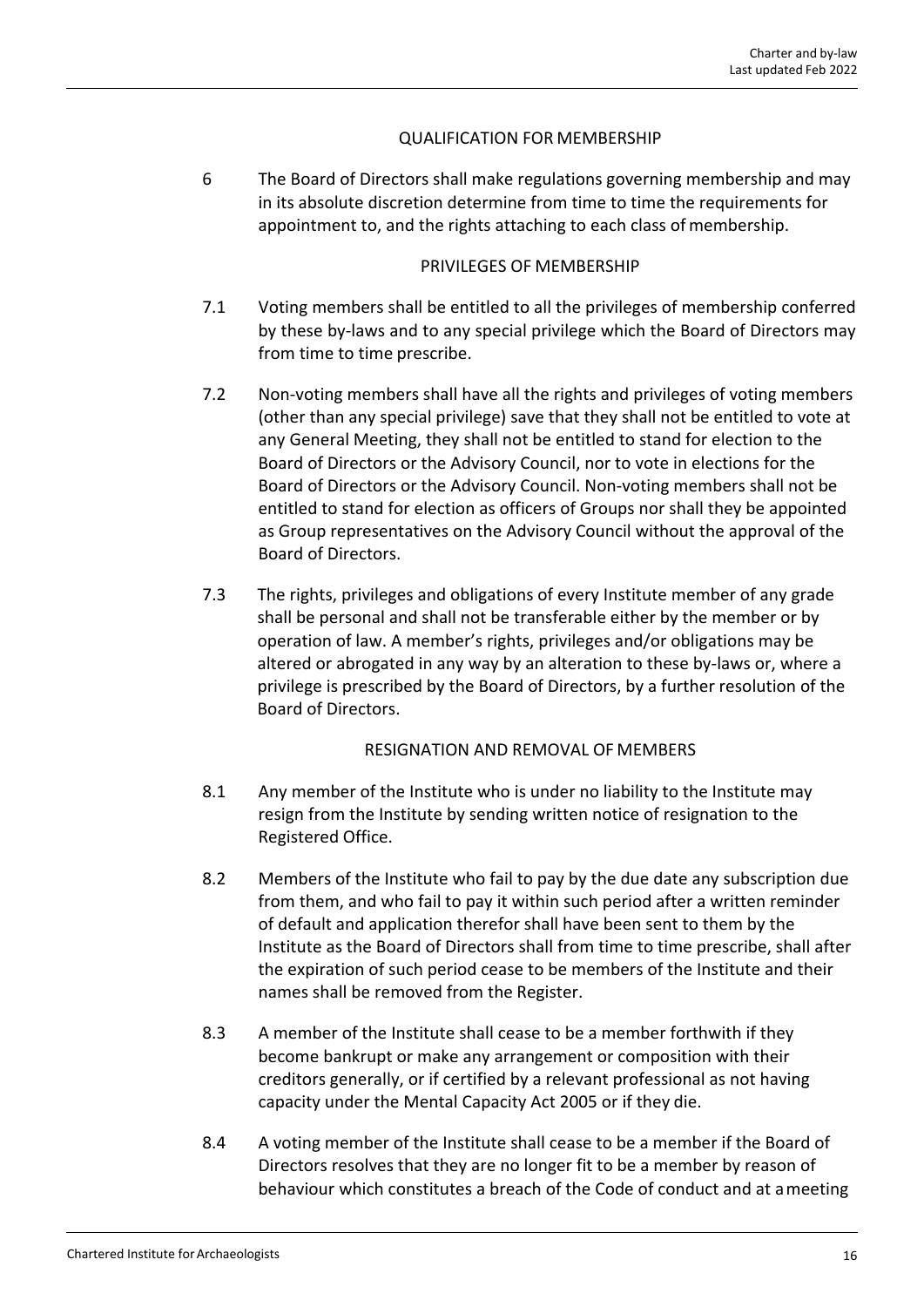## QUALIFICATION FOR MEMBERSHIP

6 The Board of Directors shall make regulations governing membership and may in its absolute discretion determine from time to time the requirements for appointment to, and the rights attaching to each class of membership.

## PRIVILEGES OF MEMBERSHIP

7.1 Voting members shall be entitled to all the privileges of membership conferred by these by-laws and to any special privilege which the Board of Directors may from time to time prescribe.

7.2 Non-voting members shall have all the rights and privileges of voting members (other than any special privilege) save that they shall not be entitled to vote at any General Meeting, they shall not be entitled to stand for election to the Board of Directors or the Advisory Council, nor to vote in elections for the Board of Directors or the Advisory Council. Non-voting members shall not be entitled to stand for election as officers of Groups nor shall they be appointed as Group representatives on the Advisory Council without the approval of the Board of Directors.

7.3 The rights, privileges and obligations of every Institute member of any grade shall be personal and shall not be transferable either by the member or by operation of law. A member's rights, privileges and/or obligations may be altered or abrogated in any way by an alteration to these by-laws or, where a privilege is prescribed by the Board of Directors, by a further resolution of the Board of Directors.

## RESIGNATION AND REMOVAL OF MEMBERS

8.1 Any member of the Institute who is under no liability to the Institute may resign from the Institute by sending written notice of resignation to the Registered Office.

8.2 Members of the Institute who fail to pay by the due date any subscription due from them, and who fail to pay it within such period after a written reminder of default and application therefor shall have been sent to them by the Institute as the Board of Directors shall from time to time prescribe, shall after the expiration of such period cease to be members of the Institute and their names shall be removed from the Register.

8.3 A member of the Institute shall cease to be a member forthwith if they become bankrupt or make any arrangement or composition with their creditors generally, or if certified by a relevant professional as not having capacity under the Mental Capacity Act 2005 or if they die.

8.4 A voting member of the Institute shall cease to be a member if the Board of Directors resolves that they are no longer fit to be a member by reason of behaviour which constitutes a breach of the Code of conduct and at a meeting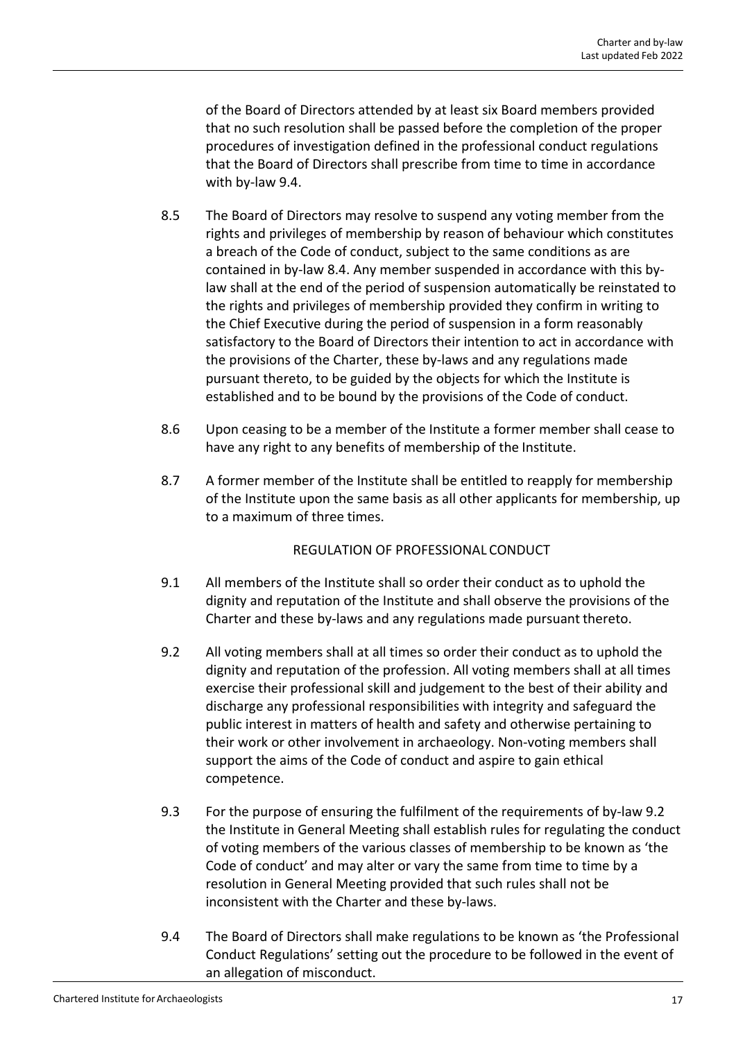of the Board of Directors attended by at least six Board members provided that no such resolution shall be passed before the completion of the proper procedures of investigation defined in the professional conduct regulations that the Board of Directors shall prescribe from time to time in accordance with by-law 9.4.

8.5 The Board of Directors may resolve to suspend any voting member from the rights and privileges of membership by reason of behaviour which constitutes a breach of the Code of conduct, subject to the same conditions as are contained in by-law 8.4. Any member suspended in accordance with this by-law shall at the end of the period of suspension automatically be reinstated to the rights and privileges of membership provided they confirm in writing to the Chief Executive during the period of suspension in a form reasonably satisfactory to the Board of Directors their intention to act in accordance with the provisions of the Charter, these by-laws and any regulations made pursuant thereto, to be guided by the objects for which the Institute is established and to be bound by the provisions of the Code of conduct.

8.6 Upon ceasing to be a member of the Institute a former member shall cease to have any right to any benefits of membership of the Institute.

8.7 A former member of the Institute shall be entitled to reapply for membership of the Institute upon the same basis as all other applicants for membership, up to a maximum of three times.

## REGULATION OF PROFESSIONAL CONDUCT

9.1 All members of the Institute shall so order their conduct as to uphold the dignity and reputation of the Institute and shall observe the provisions of the Charter and these by-laws and any regulations made pursuant thereto.

9.2 All voting members shall at all times so order their conduct as to uphold the dignity and reputation of the profession. All voting members shall at all times exercise their professional skill and judgement to the best of their ability and discharge any professional responsibilities with integrity and safeguard the public interest in matters of health and safety and otherwise pertaining to their work or other involvement in archaeology. Non-voting members shall support the aims of the Code of conduct and aspire to gain ethical competence.

9.3 For the purpose of ensuring the fulfilment of the requirements of by-law 9.2 the Institute in General Meeting shall establish rules for regulating the conduct of voting members of the various classes of membership to be known as 'the Code of conduct' and may alter or vary the same from time to time by a resolution in General Meeting provided that such rules shall not be inconsistent with the Charter and these by-laws.

9.4 The Board of Directors shall make regulations to be known as 'the Professional Conduct Regulations' setting out the procedure to be followed in the event of an allegation of misconduct.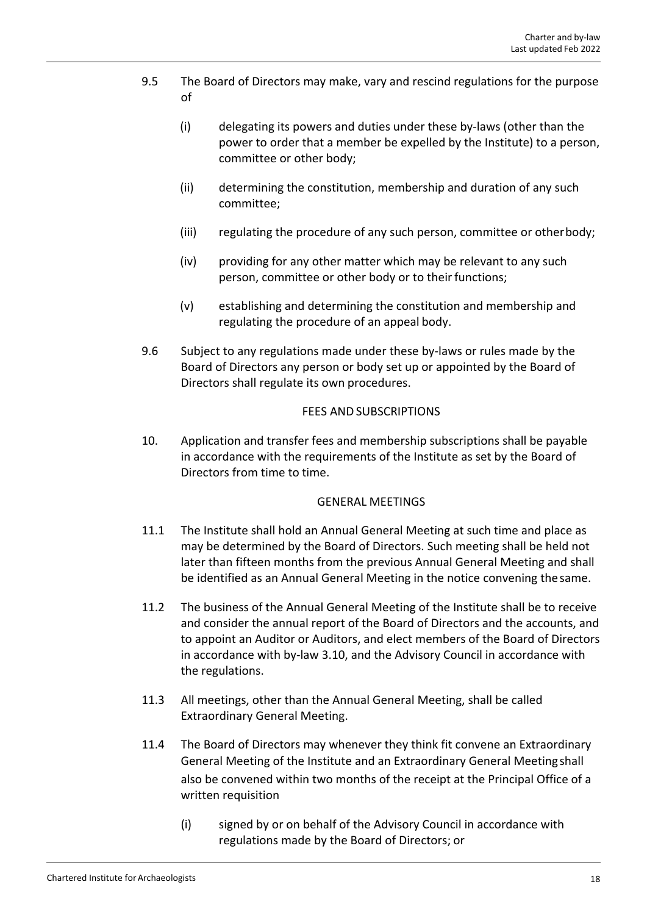9.5 The Board of Directors may make, vary and rescind regulations for the purpose of

(i) delegating its powers and duties under these by-laws (other than the power to order that a member be expelled by the Institute) to a person, committee or other body;

(ii) determining the constitution, membership and duration of any such committee;

(iii) regulating the procedure of any such person, committee or other body;

(iv) providing for any other matter which may be relevant to any such person, committee or other body or to their functions;

(v) establishing and determining the constitution and membership and regulating the procedure of an appeal body.

9.6 Subject to any regulations made under these by-laws or rules made by the Board of Directors any person or body set up or appointed by the Board of Directors shall regulate its own procedures.

## FEES AND SUBSCRIPTIONS

10. Application and transfer fees and membership subscriptions shall be payable in accordance with the requirements of the Institute as set by the Board of Directors from time to time.

## GENERAL MEETINGS

11.1 The Institute shall hold an Annual General Meeting at such time and place as may be determined by the Board of Directors. Such meeting shall be held not later than fifteen months from the previous Annual General Meeting and shall be identified as an Annual General Meeting in the notice convening the same.

11.2 The business of the Annual General Meeting of the Institute shall be to receive and consider the annual report of the Board of Directors and the accounts, and to appoint an Auditor or Auditors, and elect members of the Board of Directors in accordance with by-law 3.10, and the Advisory Council in accordance with the regulations.

11.3 All meetings, other than the Annual General Meeting, shall be called Extraordinary General Meeting.

11.4 The Board of Directors may whenever they think fit convene an Extraordinary General Meeting of the Institute and an Extraordinary General Meeting shall also be convened within two months of the receipt at the Principal Office of a written requisition

(i) signed by or on behalf of the Advisory Council in accordance with regulations made by the Board of Directors; or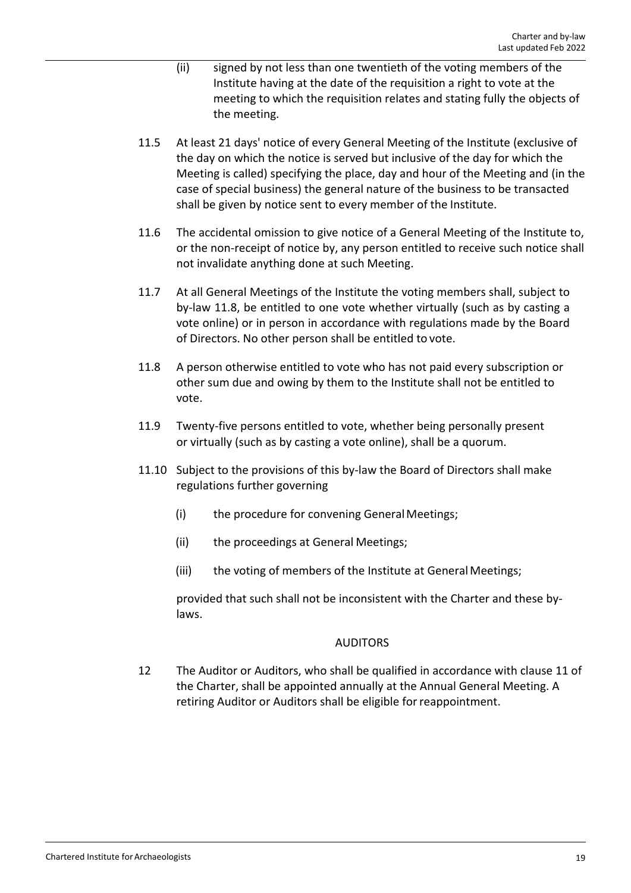(ii) signed by not less than one twentieth of the voting members of the Institute having at the date of the requisition a right to vote at the meeting to which the requisition relates and stating fully the objects of the meeting.

11.5 At least 21 days' notice of every General Meeting of the Institute (exclusive of the day on which the notice is served but inclusive of the day for which the Meeting is called) specifying the place, day and hour of the Meeting and (in the case of special business) the general nature of the business to be transacted shall be given by notice sent to every member of the Institute.

11.6 The accidental omission to give notice of a General Meeting of the Institute to, or the non-receipt of notice by, any person entitled to receive such notice shall not invalidate anything done at such Meeting.

11.7 At all General Meetings of the Institute the voting members shall, subject to by-law 11.8, be entitled to one vote whether virtually (such as by casting a vote online) or in person in accordance with regulations made by the Board of Directors. No other person shall be entitled to vote.

11.8 A person otherwise entitled to vote who has not paid every subscription or other sum due and owing by them to the Institute shall not be entitled to vote.

11.9 Twenty-five persons entitled to vote, whether being personally present or virtually (such as by casting a vote online), shall be a quorum.

11.10 Subject to the provisions of this by-law the Board of Directors shall make regulations further governing

(i) the procedure for convening General Meetings;

(ii) the proceedings at General Meetings;

(iii) the voting of members of the Institute at General Meetings;

provided that such shall not be inconsistent with the Charter and these by-laws.

## AUDITORS

12 The Auditor or Auditors, who shall be qualified in accordance with clause 11 of the Charter, shall be appointed annually at the Annual General Meeting. A retiring Auditor or Auditors shall be eligible for reappointment.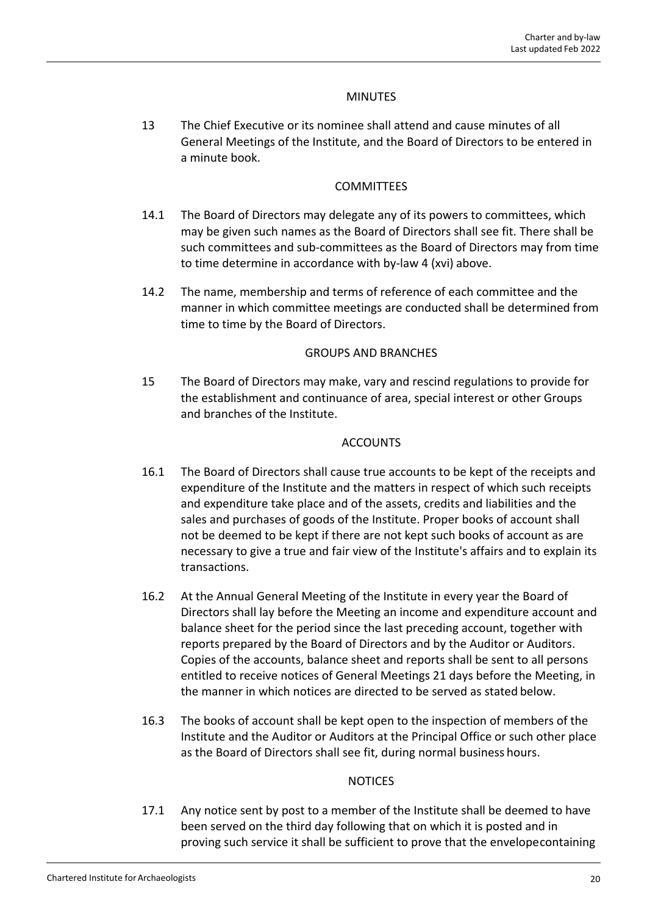## MINUTES

13 The Chief Executive or its nominee shall attend and cause minutes of all General Meetings of the Institute, and the Board of Directors to be entered in a minute book.

## COMMITTEES

14.1 The Board of Directors may delegate any of its powers to committees, which may be given such names as the Board of Directors shall see fit. There shall be such committees and sub-committees as the Board of Directors may from time to time determine in accordance with by-law 4 (xvi) above.

14.2 The name, membership and terms of reference of each committee and the manner in which committee meetings are conducted shall be determined from time to time by the Board of Directors.

## GROUPS AND BRANCHES

15 The Board of Directors may make, vary and rescind regulations to provide for the establishment and continuance of area, special interest or other Groups and branches of the Institute.

## ACCOUNTS

16.1 The Board of Directors shall cause true accounts to be kept of the receipts and expenditure of the Institute and the matters in respect of which such receipts and expenditure take place and of the assets, credits and liabilities and the sales and purchases of goods of the Institute. Proper books of account shall not be deemed to be kept if there are not kept such books of account as are necessary to give a true and fair view of the Institute's affairs and to explain its transactions.

16.2 At the Annual General Meeting of the Institute in every year the Board of Directors shall lay before the Meeting an income and expenditure account and balance sheet for the period since the last preceding account, together with reports prepared by the Board of Directors and by the Auditor or Auditors. Copies of the accounts, balance sheet and reports shall be sent to all persons entitled to receive notices of General Meetings 21 days before the Meeting, in the manner in which notices are directed to be served as stated below.

16.3 The books of account shall be kept open to the inspection of members of the Institute and the Auditor or Auditors at the Principal Office or such other place as the Board of Directors shall see fit, during normal business hours.

## NOTICES

17.1 Any notice sent by post to a member of the Institute shall be deemed to have been served on the third day following that on which it is posted and in proving such service it shall be sufficient to prove that the envelope containing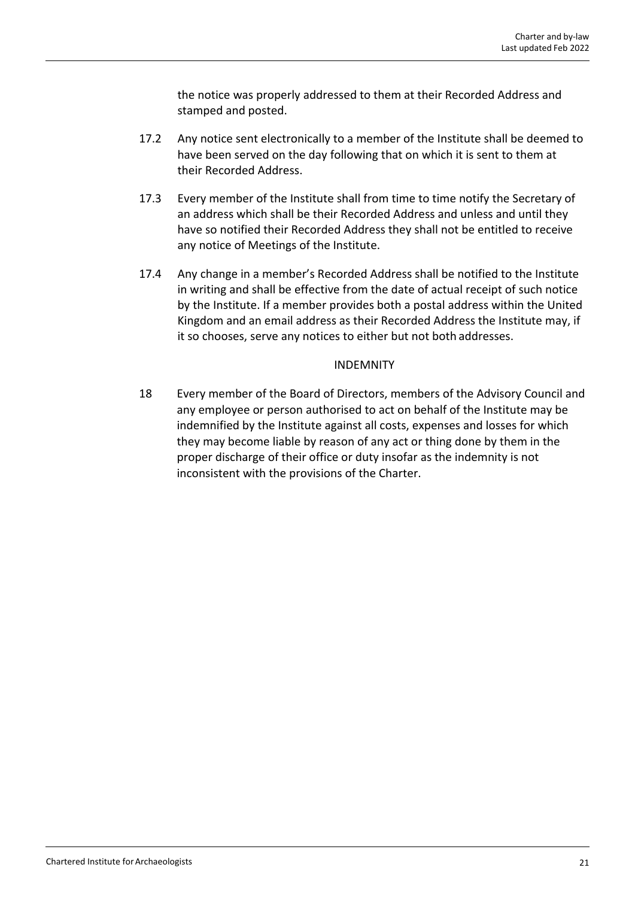the notice was properly addressed to them at their Recorded Address and stamped and posted.

17.2 Any notice sent electronically to a member of the Institute shall be deemed to have been served on the day following that on which it is sent to them at their Recorded Address.

17.3 Every member of the Institute shall from time to time notify the Secretary of an address which shall be their Recorded Address and unless and until they have so notified their Recorded Address they shall not be entitled to receive any notice of Meetings of the Institute.

17.4 Any change in a member's Recorded Address shall be notified to the Institute in writing and shall be effective from the date of actual receipt of such notice by the Institute. If a member provides both a postal address within the United Kingdom and an email address as their Recorded Address the Institute may, if it so chooses, serve any notices to either but not both addresses.

## INDEMNITY

18 Every member of the Board of Directors, members of the Advisory Council and any employee or person authorised to act on behalf of the Institute may be indemnified by the Institute against all costs, expenses and losses for which they may become liable by reason of any act or thing done by them in the proper discharge of their office or duty insofar as the indemnity is not inconsistent with the provisions of the Charter.